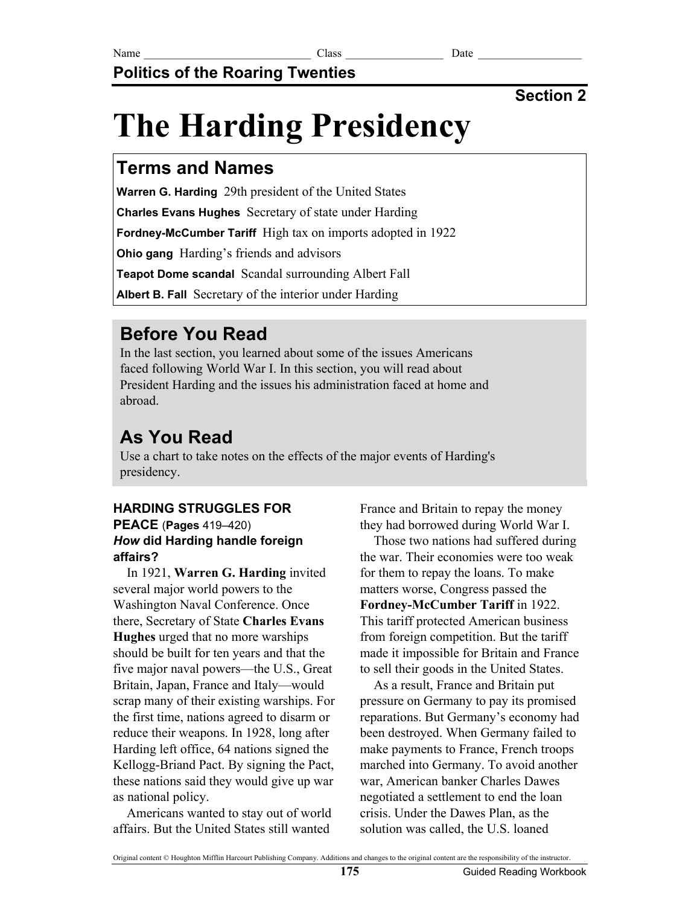Name _____________________________ Class _________________ Date __________________

**Politics of the Roaring Twenties**

**Section 2**

# The Harding Presidency

## Terms and Names

**Warren G. Harding** 29th president of the United States

**Charles Evans Hughes** Secretary of state under Harding

**Fordney-McCumber Tariff** High tax on imports adopted in 1922

**Ohio gang** Harding's friends and advisors

**Teapot Dome scandal** Scandal surrounding Albert Fall

**Albert B. Fall** Secretary of the interior under Harding

## Before You Read

In the last section, you learned about some of the issues Americans faced following World War I. In this section, you will read about President Harding and the issues his administration faced at home and abroad.

## As You Read

Use a chart to take notes on the effects of the major events of Harding's presidency.

### HARDING STRUGGLES FOR PEACE (Pages 419–420)

***How* did Harding handle foreign affairs?**

In 1921, **Warren G. Harding** invited several major world powers to the Washington Naval Conference. Once there, Secretary of State **Charles Evans Hughes** urged that no more warships should be built for ten years and that the five major naval powers—the U.S., Great Britain, Japan, France and Italy—would scrap many of their existing warships. For the first time, nations agreed to disarm or reduce their weapons. In 1928, long after Harding left office, 64 nations signed the Kellogg-Briand Pact. By signing the Pact, these nations said they would give up war as national policy.

Americans wanted to stay out of world affairs. But the United States still wanted France and Britain to repay the money they had borrowed during World War I.

Those two nations had suffered during the war. Their economies were too weak for them to repay the loans. To make matters worse, Congress passed the **Fordney-McCumber Tariff** in 1922. This tariff protected American business from foreign competition. But the tariff made it impossible for Britain and France to sell their goods in the United States.

As a result, France and Britain put pressure on Germany to pay its promised reparations. But Germany's economy had been destroyed. When Germany failed to make payments to France, French troops marched into Germany. To avoid another war, American banker Charles Dawes negotiated a settlement to end the loan crisis. Under the Dawes Plan, as the solution was called, the U.S. loaned

Original content © Houghton Mifflin Harcourt Publishing Company. Additions and changes to the original content are the responsibility of the instructor.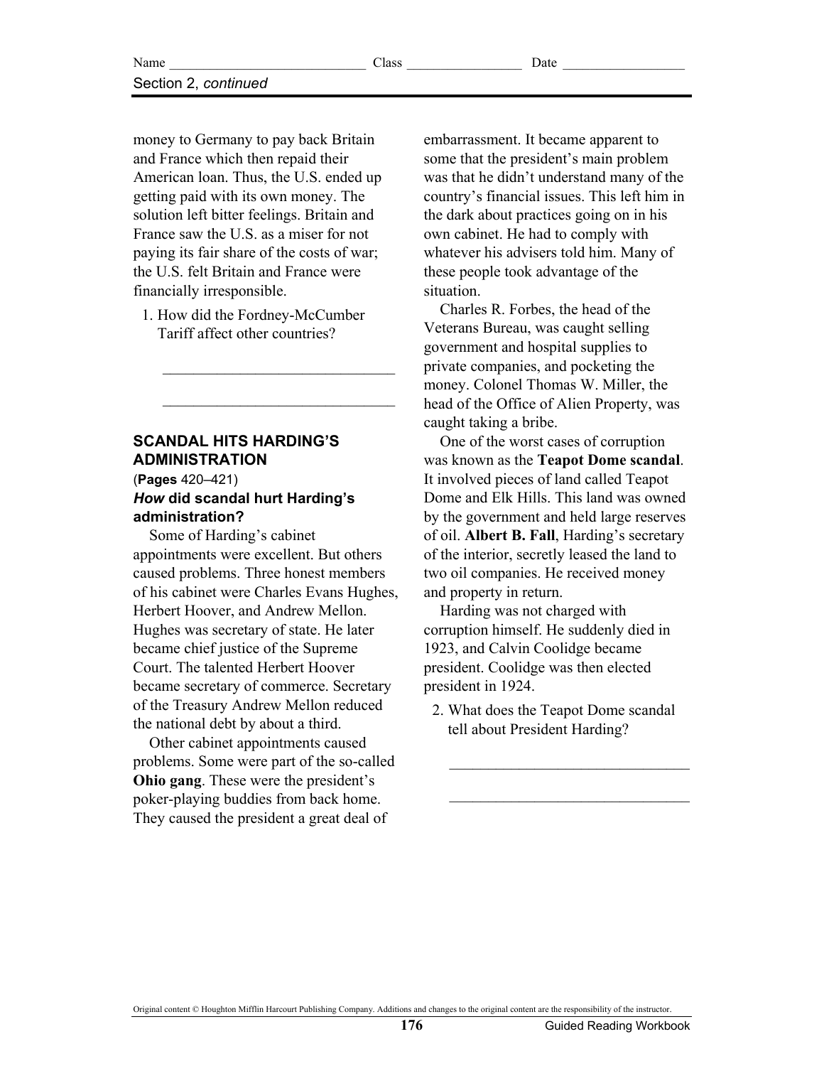money to Germany to pay back Britain and France which then repaid their American loan. Thus, the U.S. ended up getting paid with its own money. The solution left bitter feelings. Britain and France saw the U.S. as a miser for not paying its fair share of the costs of war; the U.S. felt Britain and France were financially irresponsible.

1. How did the Fordney-McCumber Tariff affect other countries?

_______________________________

_______________________________

## SCANDAL HITS HARDING'S ADMINISTRATION

(**Pages** 420–421)

### *How* did scandal hurt Harding's administration?

Some of Harding's cabinet appointments were excellent. But others caused problems. Three honest members of his cabinet were Charles Evans Hughes, Herbert Hoover, and Andrew Mellon. Hughes was secretary of state. He later became chief justice of the Supreme Court. The talented Herbert Hoover became secretary of commerce. Secretary of the Treasury Andrew Mellon reduced the national debt by about a third.

Other cabinet appointments caused problems. Some were part of the so-called **Ohio gang**. These were the president's poker-playing buddies from back home. They caused the president a great deal of embarrassment. It became apparent to some that the president's main problem was that he didn't understand many of the country's financial issues. This left him in the dark about practices going on in his own cabinet. He had to comply with whatever his advisers told him. Many of these people took advantage of the situation.

Charles R. Forbes, the head of the Veterans Bureau, was caught selling government and hospital supplies to private companies, and pocketing the money. Colonel Thomas W. Miller, the head of the Office of Alien Property, was caught taking a bribe.

One of the worst cases of corruption was known as the **Teapot Dome scandal**. It involved pieces of land called Teapot Dome and Elk Hills. This land was owned by the government and held large reserves of oil. **Albert B. Fall**, Harding's secretary of the interior, secretly leased the land to two oil companies. He received money and property in return.

Harding was not charged with corruption himself. He suddenly died in 1923, and Calvin Coolidge became president. Coolidge was then elected president in 1924.

2. What does the Teapot Dome scandal tell about President Harding?

_______________________________

_______________________________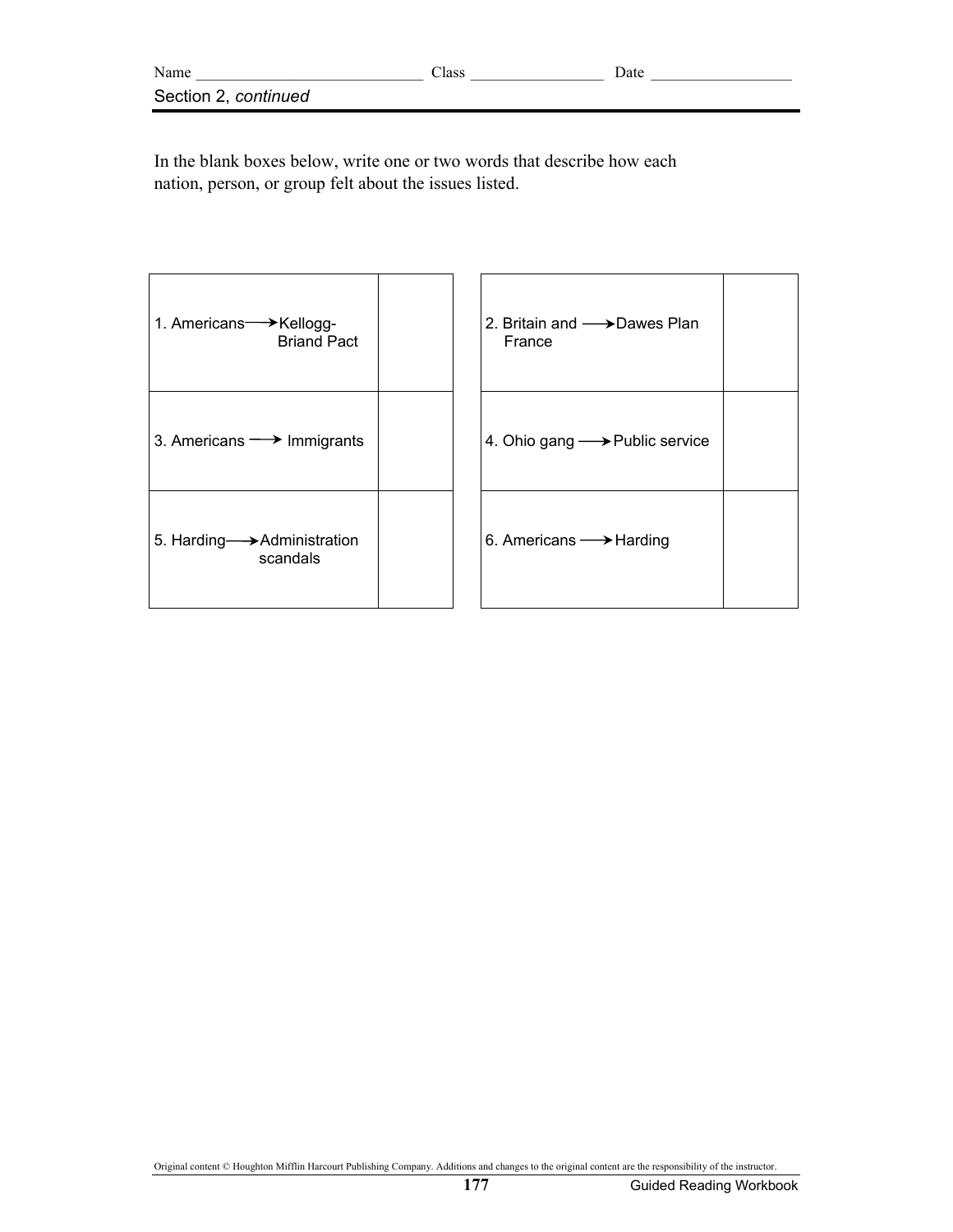Section 2, *continued*

In the blank boxes below, write one or two words that describe how each nation, person, or group felt about the issues listed.

| | | | |
|---|---|---|---|
| 1. Americans → Kellogg-Briand Pact | | 2. Britain and France → Dawes Plan | |
| 3. Americans → Immigrants | | 4. Ohio gang → Public service | |
| 5. Harding → Administration scandals | | 6. Americans → Harding | |

Original content © Houghton Mifflin Harcourt Publishing Company. Additions and changes to the original content are the responsibility of the instructor.